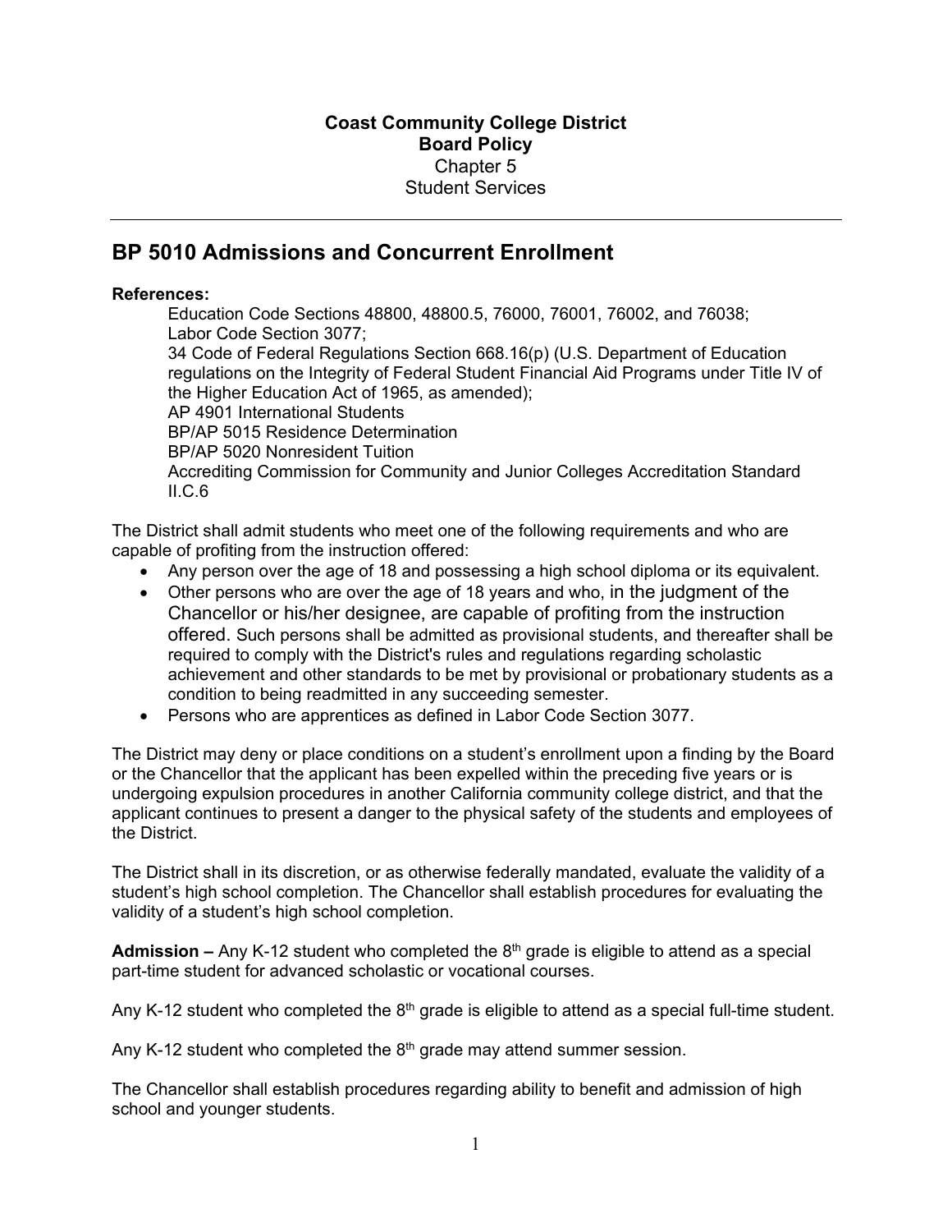**Coast Community College District**
**Board Policy**
Chapter 5
Student Services

---

# BP 5010 Admissions and Concurrent Enrollment

**References:**

Education Code Sections 48800, 48800.5, 76000, 76001, 76002, and 76038;
Labor Code Section 3077;
34 Code of Federal Regulations Section 668.16(p) (U.S. Department of Education regulations on the Integrity of Federal Student Financial Aid Programs under Title IV of the Higher Education Act of 1965, as amended);
AP 4901 International Students
BP/AP 5015 Residence Determination
BP/AP 5020 Nonresident Tuition
Accrediting Commission for Community and Junior Colleges Accreditation Standard II.C.6

The District shall admit students who meet one of the following requirements and who are capable of profiting from the instruction offered:

- Any person over the age of 18 and possessing a high school diploma or its equivalent.
- Other persons who are over the age of 18 years and who, in the judgment of the Chancellor or his/her designee, are capable of profiting from the instruction offered. Such persons shall be admitted as provisional students, and thereafter shall be required to comply with the District's rules and regulations regarding scholastic achievement and other standards to be met by provisional or probationary students as a condition to being readmitted in any succeeding semester.
- Persons who are apprentices as defined in Labor Code Section 3077.

The District may deny or place conditions on a student's enrollment upon a finding by the Board or the Chancellor that the applicant has been expelled within the preceding five years or is undergoing expulsion procedures in another California community college district, and that the applicant continues to present a danger to the physical safety of the students and employees of the District.

The District shall in its discretion, or as otherwise federally mandated, evaluate the validity of a student's high school completion. The Chancellor shall establish procedures for evaluating the validity of a student's high school completion.

**Admission –** Any K-12 student who completed the 8th grade is eligible to attend as a special part-time student for advanced scholastic or vocational courses.

Any K-12 student who completed the 8th grade is eligible to attend as a special full-time student.

Any K-12 student who completed the 8th grade may attend summer session.

The Chancellor shall establish procedures regarding ability to benefit and admission of high school and younger students.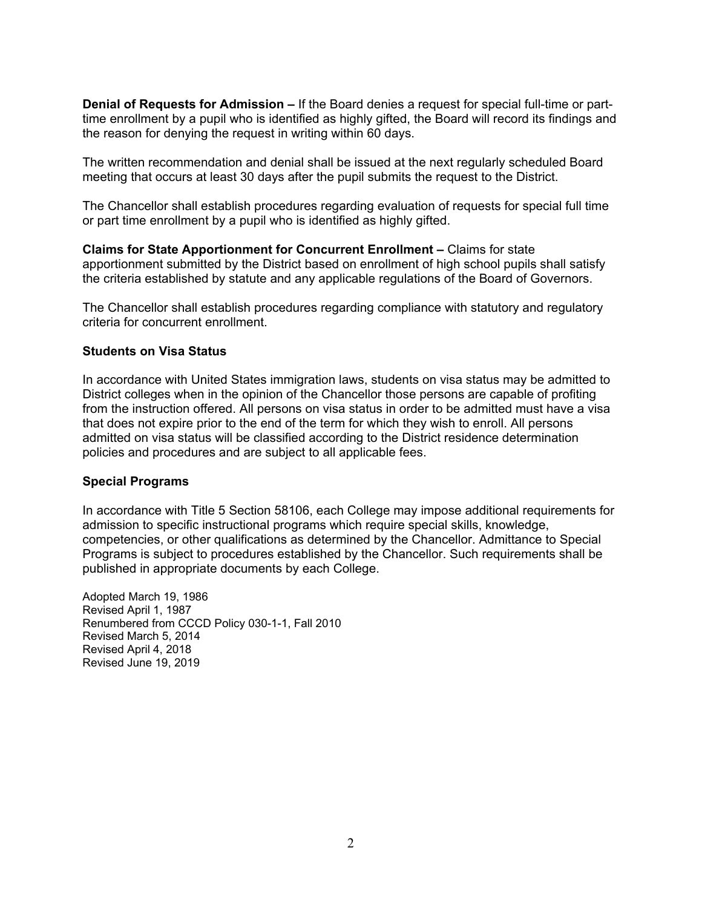**Denial of Requests for Admission –** If the Board denies a request for special full-time or part-time enrollment by a pupil who is identified as highly gifted, the Board will record its findings and the reason for denying the request in writing within 60 days.

The written recommendation and denial shall be issued at the next regularly scheduled Board meeting that occurs at least 30 days after the pupil submits the request to the District.

The Chancellor shall establish procedures regarding evaluation of requests for special full time or part time enrollment by a pupil who is identified as highly gifted.

**Claims for State Apportionment for Concurrent Enrollment –** Claims for state apportionment submitted by the District based on enrollment of high school pupils shall satisfy the criteria established by statute and any applicable regulations of the Board of Governors.

The Chancellor shall establish procedures regarding compliance with statutory and regulatory criteria for concurrent enrollment.

**Students on Visa Status**

In accordance with United States immigration laws, students on visa status may be admitted to District colleges when in the opinion of the Chancellor those persons are capable of profiting from the instruction offered. All persons on visa status in order to be admitted must have a visa that does not expire prior to the end of the term for which they wish to enroll. All persons admitted on visa status will be classified according to the District residence determination policies and procedures and are subject to all applicable fees.

**Special Programs**

In accordance with Title 5 Section 58106, each College may impose additional requirements for admission to specific instructional programs which require special skills, knowledge, competencies, or other qualifications as determined by the Chancellor. Admittance to Special Programs is subject to procedures established by the Chancellor. Such requirements shall be published in appropriate documents by each College.

Adopted March 19, 1986
Revised April 1, 1987
Renumbered from CCCD Policy 030-1-1, Fall 2010
Revised March 5, 2014
Revised April 4, 2018
Revised June 19, 2019